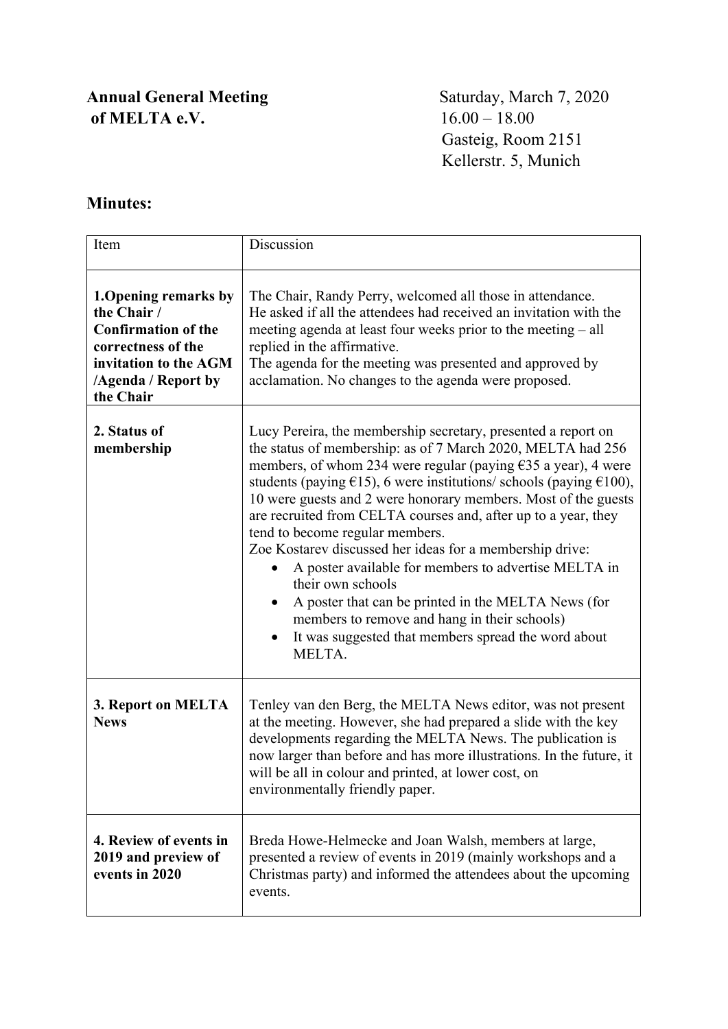**Annual General Meeting of MELTA e.V.**

Saturday, March 7, 2020
16.00 – 18.00
Gasteig, Room 2151
Kellerstr. 5, Munich

## Minutes:

| Item | Discussion |
|---|---|
| **1.Opening remarks by the Chair / Confirmation of the correctness of the invitation to the AGM /Agenda / Report by the Chair** | The Chair, Randy Perry, welcomed all those in attendance.<br>He asked if all the attendees had received an invitation with the meeting agenda at least four weeks prior to the meeting – all replied in the affirmative.<br>The agenda for the meeting was presented and approved by acclamation. No changes to the agenda were proposed. |
| **2. Status of membership** | Lucy Pereira, the membership secretary, presented a report on the status of membership: as of 7 March 2020, MELTA had 256 members, of whom 234 were regular (paying €35 a year), 4 were students (paying €15), 6 were institutions/ schools (paying €100), 10 were guests and 2 were honorary members. Most of the guests are recruited from CELTA courses and, after up to a year, they tend to become regular members.<br>Zoe Kostarev discussed her ideas for a membership drive:<br>• A poster available for members to advertise MELTA in their own schools<br>• A poster that can be printed in the MELTA News (for members to remove and hang in their schools)<br>• It was suggested that members spread the word about MELTA. |
| **3. Report on MELTA News** | Tenley van den Berg, the MELTA News editor, was not present at the meeting. However, she had prepared a slide with the key developments regarding the MELTA News. The publication is now larger than before and has more illustrations. In the future, it will be all in colour and printed, at lower cost, on environmentally friendly paper. |
| **4. Review of events in 2019 and preview of events in 2020** | Breda Howe-Helmecke and Joan Walsh, members at large, presented a review of events in 2019 (mainly workshops and a Christmas party) and informed the attendees about the upcoming events. |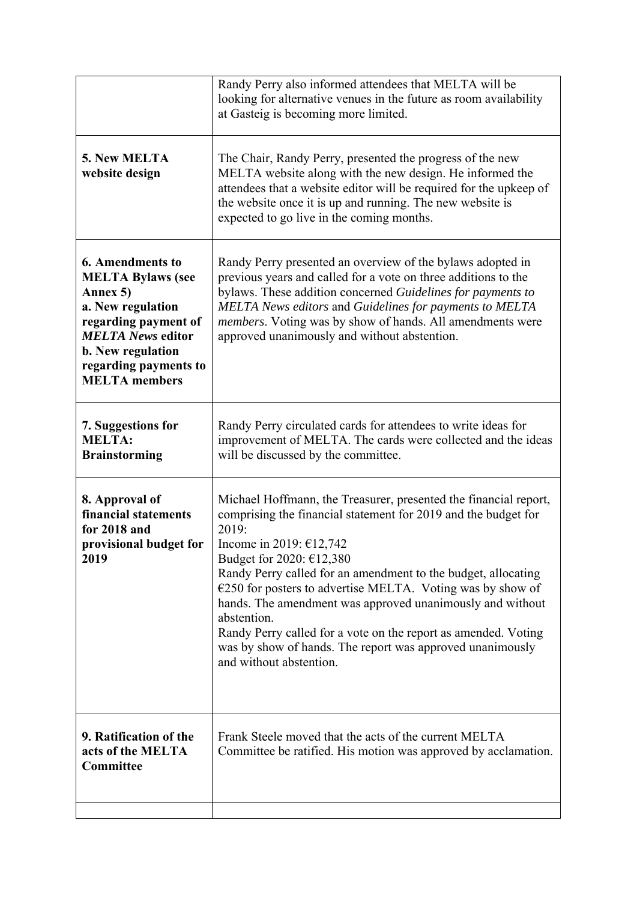| | |
|---|---|
| | Randy Perry also informed attendees that MELTA will be looking for alternative venues in the future as room availability at Gasteig is becoming more limited. |
| **5. New MELTA website design** | The Chair, Randy Perry, presented the progress of the new MELTA website along with the new design. He informed the attendees that a website editor will be required for the upkeep of the website once it is up and running. The new website is expected to go live in the coming months. |
| **6. Amendments to MELTA Bylaws (see Annex 5)**<br>**a. New regulation regarding payment of *MELTA News* editor**<br>**b. New regulation regarding payments to MELTA members** | Randy Perry presented an overview of the bylaws adopted in previous years and called for a vote on three additions to the bylaws. These addition concerned *Guidelines for payments to MELTA News editors* and *Guidelines for payments to MELTA members*. Voting was by show of hands. All amendments were approved unanimously and without abstention. |
| **7. Suggestions for MELTA: Brainstorming** | Randy Perry circulated cards for attendees to write ideas for improvement of MELTA. The cards were collected and the ideas will be discussed by the committee. |
| **8. Approval of financial statements for 2018 and provisional budget for 2019** | Michael Hoffmann, the Treasurer, presented the financial report, comprising the financial statement for 2019 and the budget for 2019:<br>Income in 2019: €12,742<br>Budget for 2020: €12,380<br>Randy Perry called for an amendment to the budget, allocating €250 for posters to advertise MELTA. Voting was by show of hands. The amendment was approved unanimously and without abstention.<br>Randy Perry called for a vote on the report as amended. Voting was by show of hands. The report was approved unanimously and without abstention. |
| **9. Ratification of the acts of the MELTA Committee** | Frank Steele moved that the acts of the current MELTA Committee be ratified. His motion was approved by acclamation. |
| | |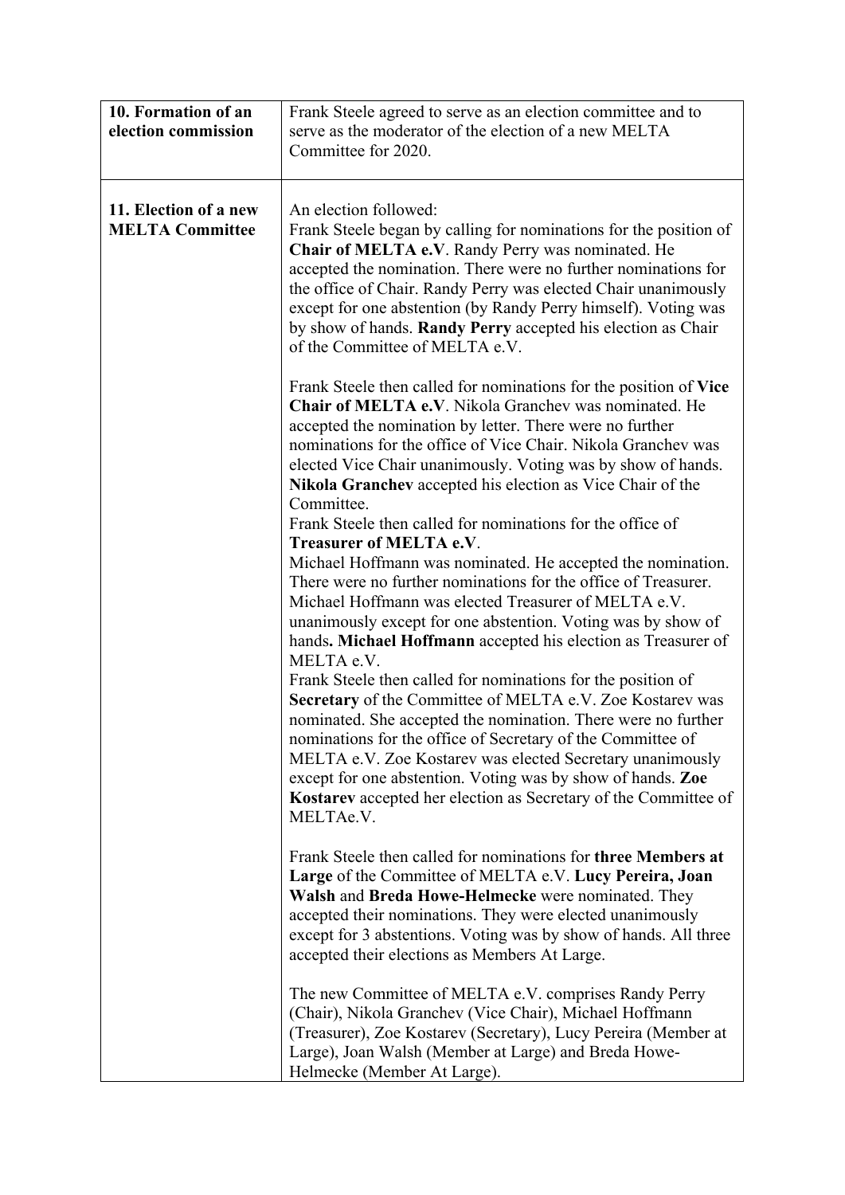| | |
|---|---|
| **10. Formation of an election commission** | Frank Steele agreed to serve as an election committee and to serve as the moderator of the election of a new MELTA Committee for 2020. |
| **11. Election of a new MELTA Committee** | An election followed:<br>Frank Steele began by calling for nominations for the position of **Chair of MELTA e.V**. Randy Perry was nominated. He accepted the nomination. There were no further nominations for the office of Chair. Randy Perry was elected Chair unanimously except for one abstention (by Randy Perry himself). Voting was by show of hands. **Randy Perry** accepted his election as Chair of the Committee of MELTA e.V.<br><br>Frank Steele then called for nominations for the position of **Vice Chair of MELTA e.V**. Nikola Granchev was nominated. He accepted the nomination by letter. There were no further nominations for the office of Vice Chair. Nikola Granchev was elected Vice Chair unanimously. Voting was by show of hands. **Nikola Granchev** accepted his election as Vice Chair of the Committee.<br>Frank Steele then called for nominations for the office of **Treasurer of MELTA e.V**.<br>Michael Hoffmann was nominated. He accepted the nomination. There were no further nominations for the office of Treasurer. Michael Hoffmann was elected Treasurer of MELTA e.V. unanimously except for one abstention. Voting was by show of hands**. Michael Hoffmann** accepted his election as Treasurer of MELTA e.V.<br>Frank Steele then called for nominations for the position of **Secretary** of the Committee of MELTA e.V. Zoe Kostarev was nominated. She accepted the nomination. There were no further nominations for the office of Secretary of the Committee of MELTA e.V. Zoe Kostarev was elected Secretary unanimously except for one abstention. Voting was by show of hands. **Zoe Kostarev** accepted her election as Secretary of the Committee of MELTAe.V.<br><br>Frank Steele then called for nominations for **three Members at Large** of the Committee of MELTA e.V. **Lucy Pereira, Joan Walsh** and **Breda Howe-Helmecke** were nominated. They accepted their nominations. They were elected unanimously except for 3 abstentions. Voting was by show of hands. All three accepted their elections as Members At Large.<br><br>The new Committee of MELTA e.V. comprises Randy Perry (Chair), Nikola Granchev (Vice Chair), Michael Hoffmann (Treasurer), Zoe Kostarev (Secretary), Lucy Pereira (Member at Large), Joan Walsh (Member at Large) and Breda Howe-Helmecke (Member At Large). |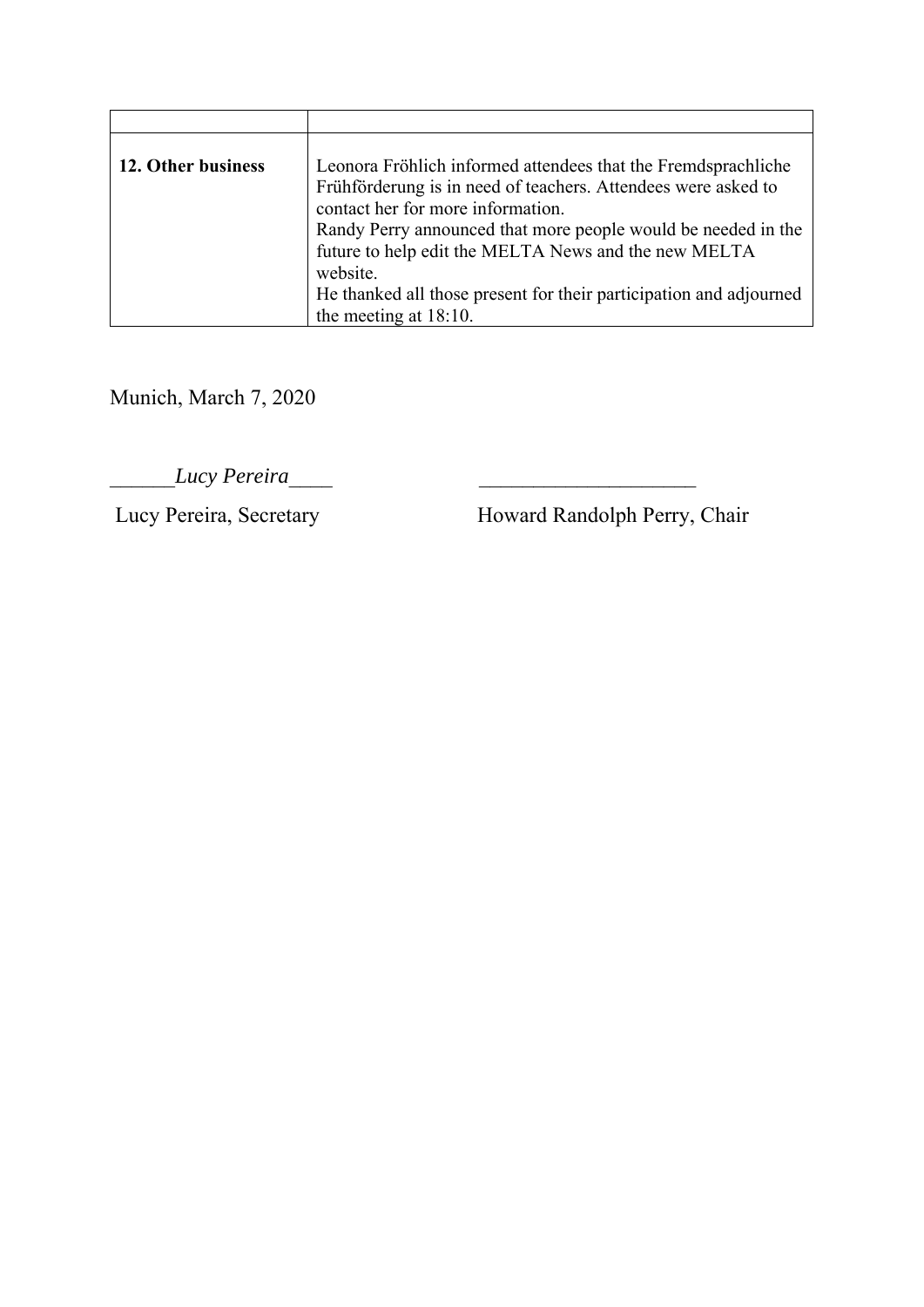| | |
|---|---|
| **12. Other business** | Leonora Fröhlich informed attendees that the Fremdsprachliche Frühförderung is in need of teachers. Attendees were asked to contact her for more information.<br>Randy Perry announced that more people would be needed in the future to help edit the MELTA News and the new MELTA website.<br>He thanked all those present for their participation and adjourned the meeting at 18:10. |

Munich, March 7, 2020

______*Lucy Pereira*____                    _____________________

Lucy Pereira, Secretary                    Howard Randolph Perry, Chair